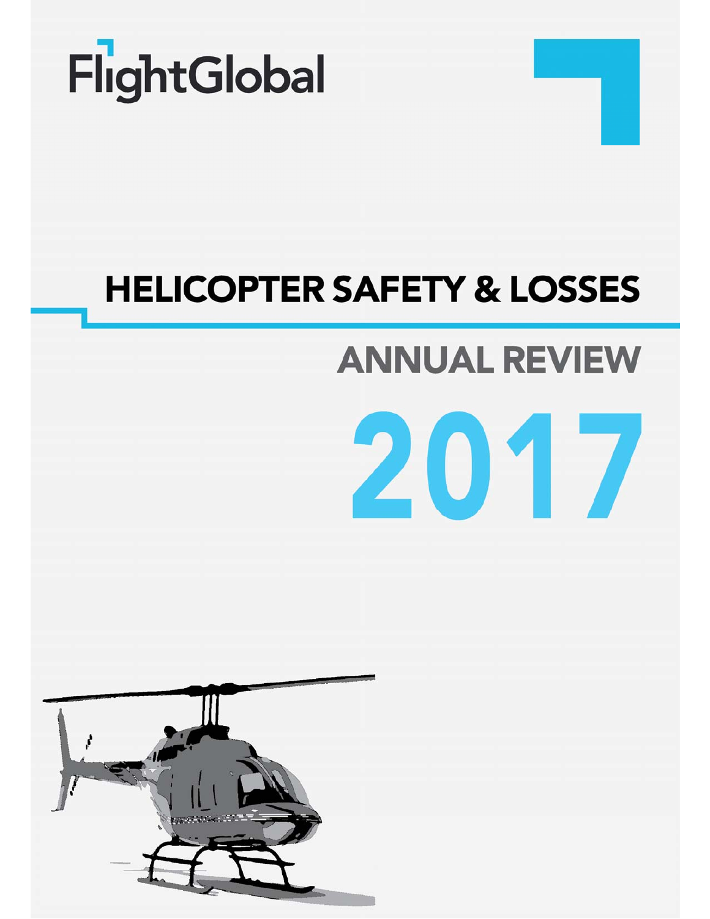FlightGlobal

# HELICOPTER SAFETY & LOSSES

## ANNUAL REVIEW

# 2017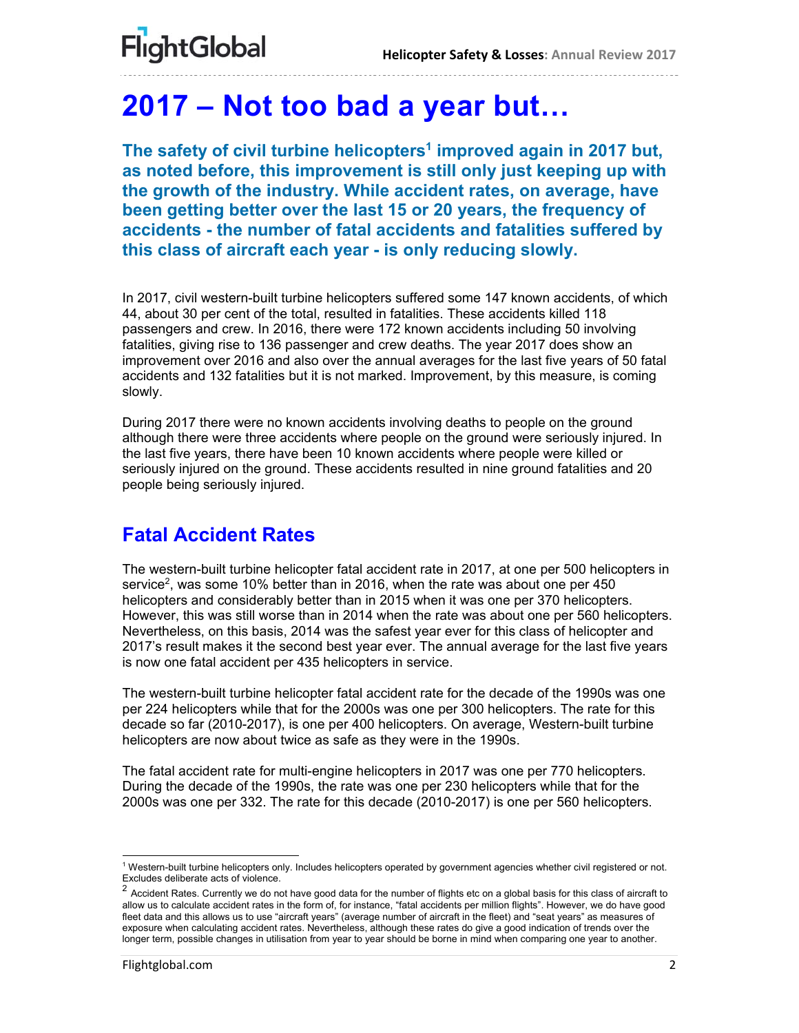# 2017 – Not too bad a year but…

**The safety of civil turbine helicopters[1] improved again in 2017 but, as noted before, this improvement is still only just keeping up with the growth of the industry. While accident rates, on average, have been getting better over the last 15 or 20 years, the frequency of accidents - the number of fatal accidents and fatalities suffered by this class of aircraft each year - is only reducing slowly.**

In 2017, civil western-built turbine helicopters suffered some 147 known accidents, of which 44, about 30 per cent of the total, resulted in fatalities. These accidents killed 118 passengers and crew. In 2016, there were 172 known accidents including 50 involving fatalities, giving rise to 136 passenger and crew deaths. The year 2017 does show an improvement over 2016 and also over the annual averages for the last five years of 50 fatal accidents and 132 fatalities but it is not marked. Improvement, by this measure, is coming slowly.

During 2017 there were no known accidents involving deaths to people on the ground although there were three accidents where people on the ground were seriously injured. In the last five years, there have been 10 known accidents where people were killed or seriously injured on the ground. These accidents resulted in nine ground fatalities and 20 people being seriously injured.

## Fatal Accident Rates

The western-built turbine helicopter fatal accident rate in 2017, at one per 500 helicopters in service[2], was some 10% better than in 2016, when the rate was about one per 450 helicopters and considerably better than in 2015 when it was one per 370 helicopters. However, this was still worse than in 2014 when the rate was about one per 560 helicopters. Nevertheless, on this basis, 2014 was the safest year ever for this class of helicopter and 2017's result makes it the second best year ever. The annual average for the last five years is now one fatal accident per 435 helicopters in service.

The western-built turbine helicopter fatal accident rate for the decade of the 1990s was one per 224 helicopters while that for the 2000s was one per 300 helicopters. The rate for this decade so far (2010-2017), is one per 400 helicopters. On average, Western-built turbine helicopters are now about twice as safe as they were in the 1990s.

The fatal accident rate for multi-engine helicopters in 2017 was one per 770 helicopters. During the decade of the 1990s, the rate was one per 230 helicopters while that for the 2000s was one per 332. The rate for this decade (2010-2017) is one per 560 helicopters.

---

[1] Western-built turbine helicopters only. Includes helicopters operated by government agencies whether civil registered or not. Excludes deliberate acts of violence.

[2] Accident Rates. Currently we do not have good data for the number of flights etc on a global basis for this class of aircraft to allow us to calculate accident rates in the form of, for instance, "fatal accidents per million flights". However, we do have good fleet data and this allows us to use "aircraft years" (average number of aircraft in the fleet) and "seat years" as measures of exposure when calculating accident rates. Nevertheless, although these rates do give a good indication of trends over the longer term, possible changes in utilisation from year to year should be borne in mind when comparing one year to another.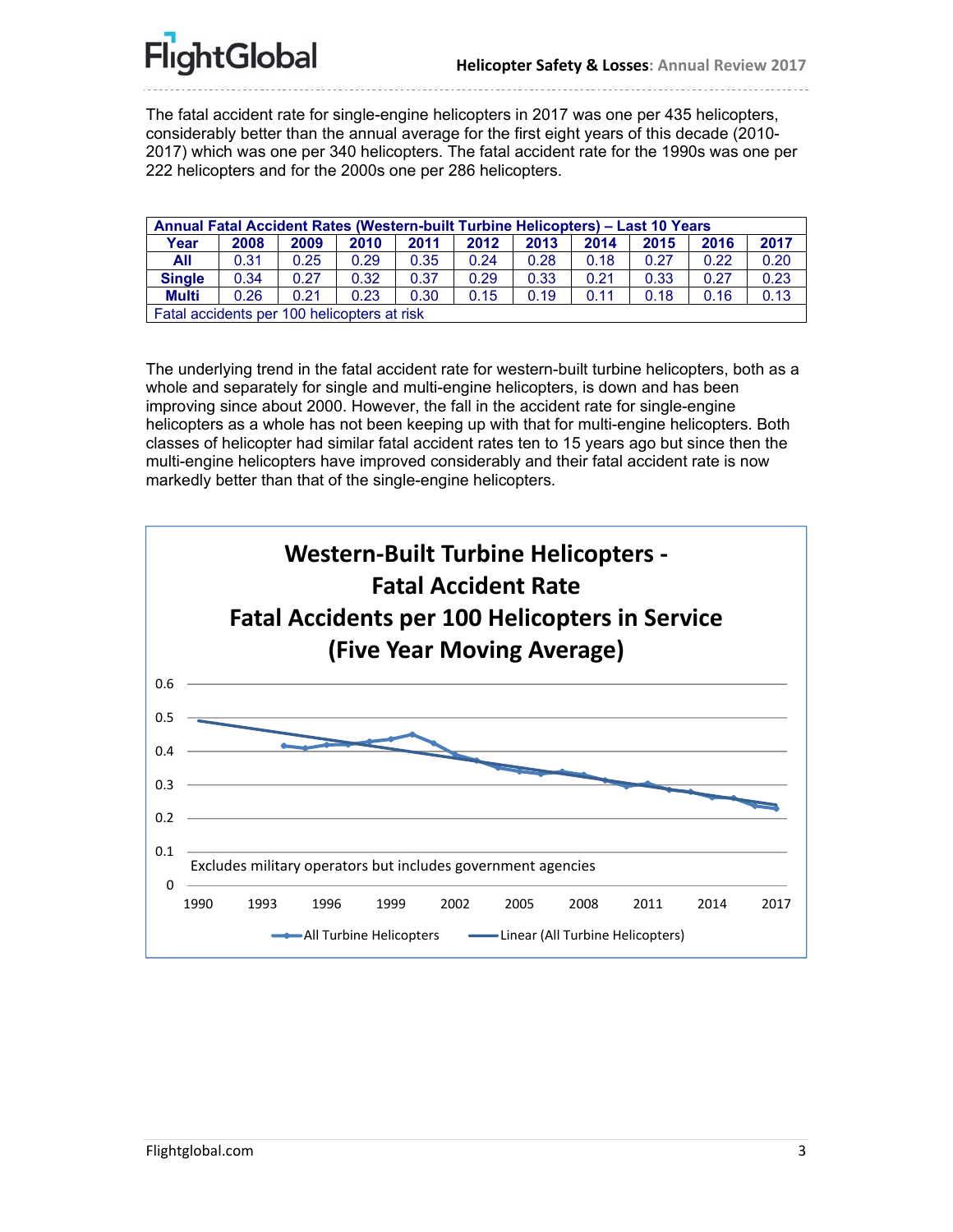The fatal accident rate for single-engine helicopters in 2017 was one per 435 helicopters, considerably better than the annual average for the first eight years of this decade (2010-2017) which was one per 340 helicopters. The fatal accident rate for the 1990s was one per 222 helicopters and for the 2000s one per 286 helicopters.

| Annual Fatal Accident Rates (Western-built Turbine Helicopters) – Last 10 Years | | | | | | | | | | |
|---|---|---|---|---|---|---|---|---|---|---|
| **Year** | **2008** | **2009** | **2010** | **2011** | **2012** | **2013** | **2014** | **2015** | **2016** | **2017** |
| **All** | 0.31 | 0.25 | 0.29 | 0.35 | 0.24 | 0.28 | 0.18 | 0.27 | 0.22 | 0.20 |
| **Single** | 0.34 | 0.27 | 0.32 | 0.37 | 0.29 | 0.33 | 0.21 | 0.33 | 0.27 | 0.23 |
| **Multi** | 0.26 | 0.21 | 0.23 | 0.30 | 0.15 | 0.19 | 0.11 | 0.18 | 0.16 | 0.13 |
| Fatal accidents per 100 helicopters at risk | | | | | | | | | | |

The underlying trend in the fatal accident rate for western-built turbine helicopters, both as a whole and separately for single and multi-engine helicopters, is down and has been improving since about 2000. However, the fall in the accident rate for single-engine helicopters as a whole has not been keeping up with that for multi-engine helicopters. Both classes of helicopter had similar fatal accident rates ten to 15 years ago but since then the multi-engine helicopters have improved considerably and their fatal accident rate is now markedly better than that of the single-engine helicopters.

**Western-Built Turbine Helicopters - Fatal Accident Rate**
**Fatal Accidents per 100 Helicopters in Service (Five Year Moving Average)**

Excludes military operators but includes government agencies

All Turbine Helicopters — Linear (All Turbine Helicopters)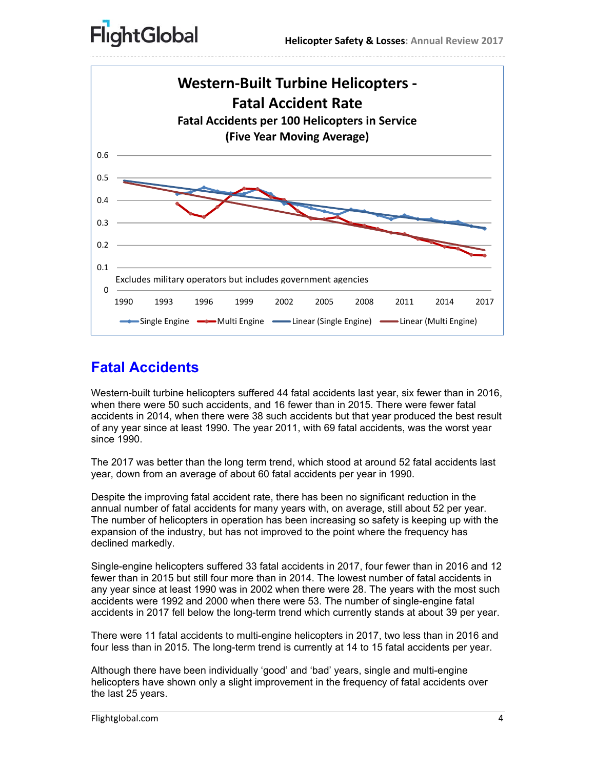## Fatal Accidents

Western-built turbine helicopters suffered 44 fatal accidents last year, six fewer than in 2016, when there were 50 such accidents, and 16 fewer than in 2015. There were fewer fatal accidents in 2014, when there were 38 such accidents but that year produced the best result of any year since at least 1990. The year 2011, with 69 fatal accidents, was the worst year since 1990.

The 2017 was better than the long term trend, which stood at around 52 fatal accidents last year, down from an average of about 60 fatal accidents per year in 1990.

Despite the improving fatal accident rate, there has been no significant reduction in the annual number of fatal accidents for many years with, on average, still about 52 per year. The number of helicopters in operation has been increasing so safety is keeping up with the expansion of the industry, but has not improved to the point where the frequency has declined markedly.

Single-engine helicopters suffered 33 fatal accidents in 2017, four fewer than in 2016 and 12 fewer than in 2015 but still four more than in 2014. The lowest number of fatal accidents in any year since at least 1990 was in 2002 when there were 28. The years with the most such accidents were 1992 and 2000 when there were 53. The number of single-engine fatal accidents in 2017 fell below the long-term trend which currently stands at about 39 per year.

There were 11 fatal accidents to multi-engine helicopters in 2017, two less than in 2016 and four less than in 2015. The long-term trend is currently at 14 to 15 fatal accidents per year.

Although there have been individually 'good' and 'bad' years, single and multi-engine helicopters have shown only a slight improvement in the frequency of fatal accidents over the last 25 years.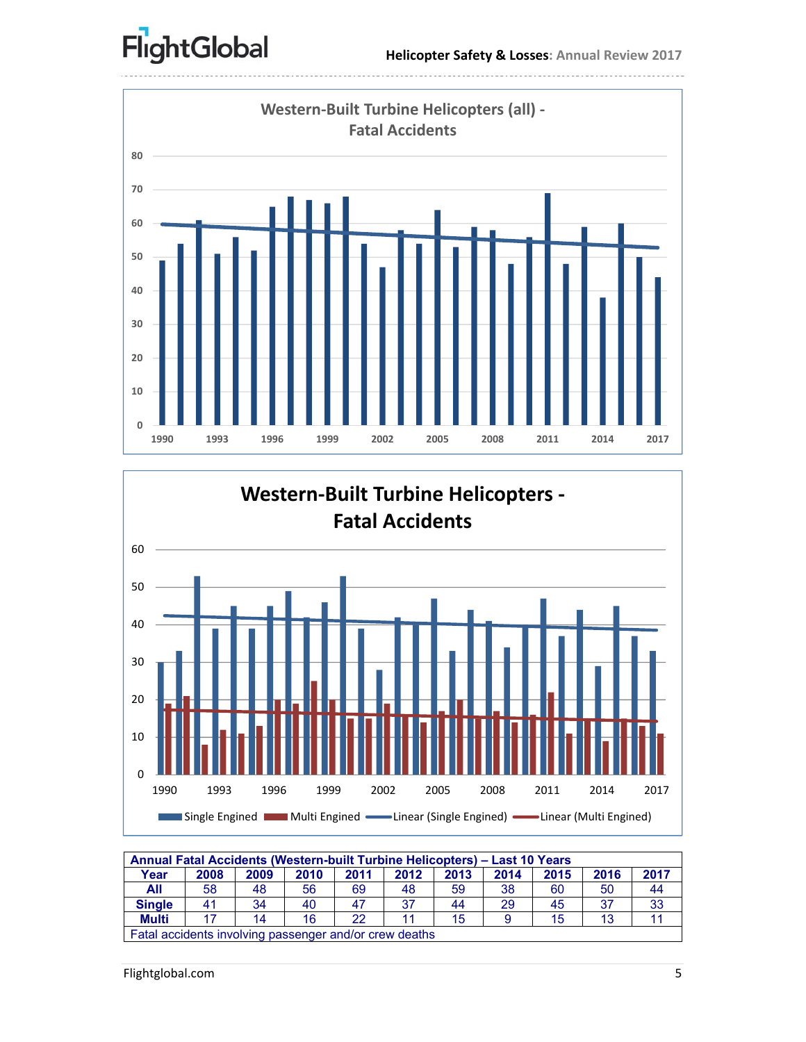**Western-Built Turbine Helicopters (all) - Fatal Accidents**

**Western-Built Turbine Helicopters - Fatal Accidents**

Single Engined | Multi Engined | Linear (Single Engined) | Linear (Multi Engined)

| Annual Fatal Accidents (Western-built Turbine Helicopters) – Last 10 Years | | | | | | | | | | |
|---|---|---|---|---|---|---|---|---|---|---|
| **Year** | **2008** | **2009** | **2010** | **2011** | **2012** | **2013** | **2014** | **2015** | **2016** | **2017** |
| **All** | 58 | 48 | 56 | 69 | 48 | 59 | 38 | 60 | 50 | 44 |
| **Single** | 41 | 34 | 40 | 47 | 37 | 44 | 29 | 45 | 37 | 33 |
| **Multi** | 17 | 14 | 16 | 22 | 11 | 15 | 9 | 15 | 13 | 11 |
| Fatal accidents involving passenger and/or crew deaths | | | | | | | | | | |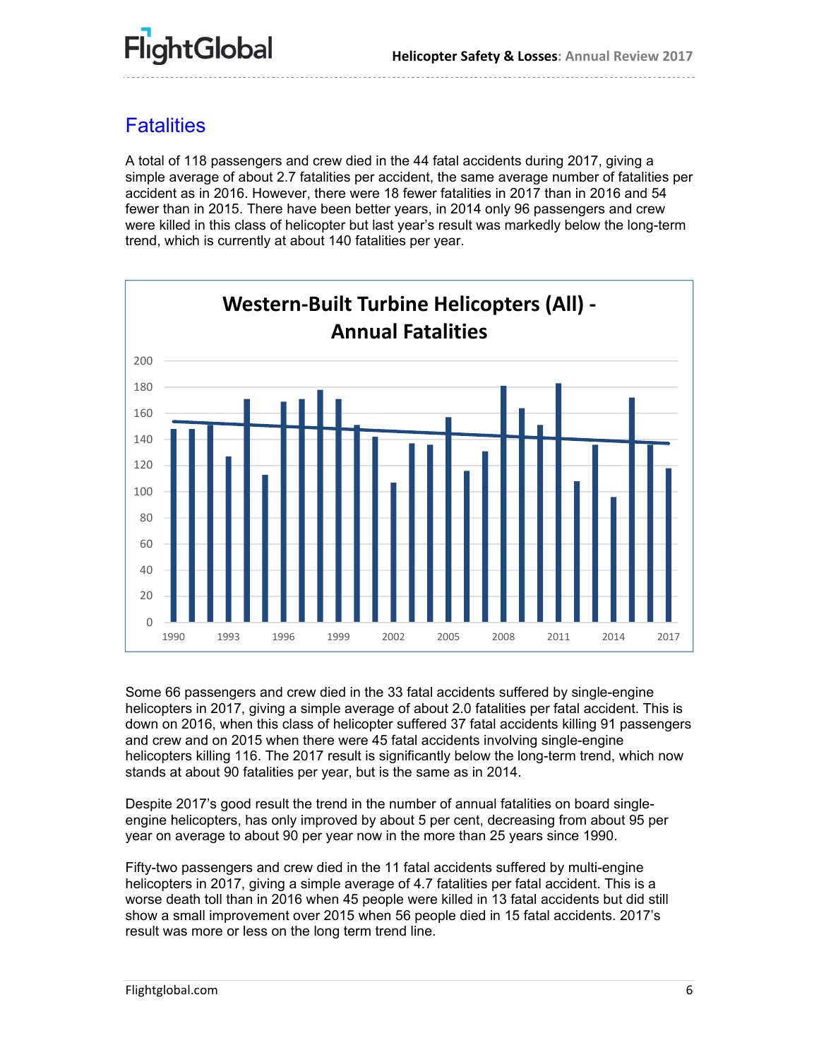## Fatalities

A total of 118 passengers and crew died in the 44 fatal accidents during 2017, giving a simple average of about 2.7 fatalities per accident, the same average number of fatalities per accident as in 2016. However, there were 18 fewer fatalities in 2017 than in 2016 and 54 fewer than in 2015. There have been better years, in 2014 only 96 passengers and crew were killed in this class of helicopter but last year's result was markedly below the long-term trend, which is currently at about 140 fatalities per year.

**Western-Built Turbine Helicopters (All) - Annual Fatalities**

Some 66 passengers and crew died in the 33 fatal accidents suffered by single-engine helicopters in 2017, giving a simple average of about 2.0 fatalities per fatal accident. This is down on 2016, when this class of helicopter suffered 37 fatal accidents killing 91 passengers and crew and on 2015 when there were 45 fatal accidents involving single-engine helicopters killing 116. The 2017 result is significantly below the long-term trend, which now stands at about 90 fatalities per year, but is the same as in 2014.

Despite 2017's good result the trend in the number of annual fatalities on board single-engine helicopters, has only improved by about 5 per cent, decreasing from about 95 per year on average to about 90 per year now in the more than 25 years since 1990.

Fifty-two passengers and crew died in the 11 fatal accidents suffered by multi-engine helicopters in 2017, giving a simple average of 4.7 fatalities per fatal accident. This is a worse death toll than in 2016 when 45 people were killed in 13 fatal accidents but did still show a small improvement over 2015 when 56 people died in 15 fatal accidents. 2017's result was more or less on the long term trend line.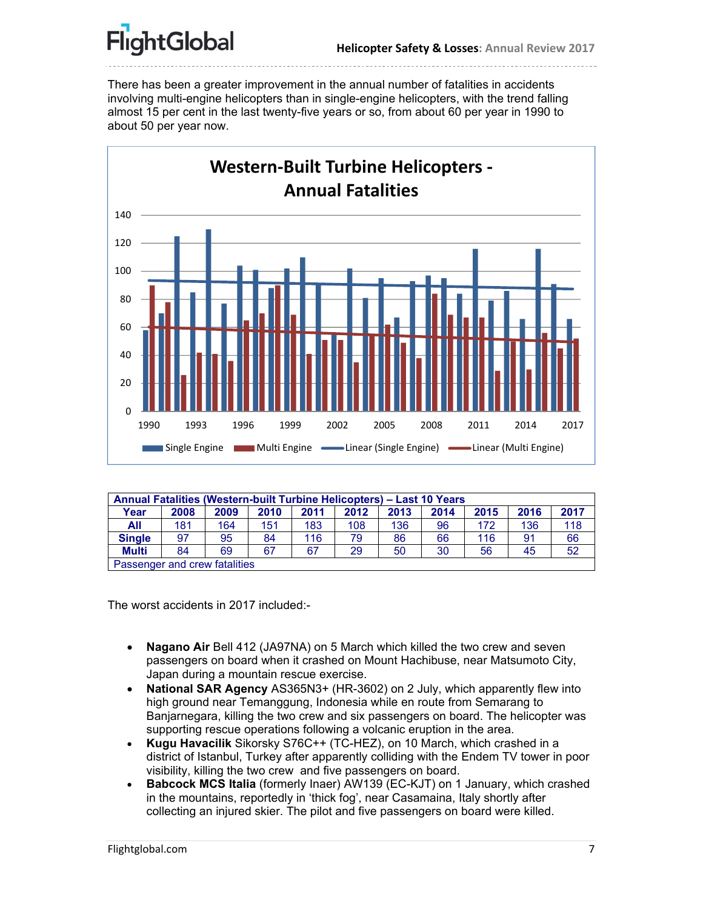There has been a greater improvement in the annual number of fatalities in accidents involving multi-engine helicopters than in single-engine helicopters, with the trend falling almost 15 per cent in the last twenty-five years or so, from about 60 per year in 1990 to about 50 per year now.

| Annual Fatalities (Western-built Turbine Helicopters) – Last 10 Years | | | | | | | | | | |
|---|---|---|---|---|---|---|---|---|---|---|
| **Year** | **2008** | **2009** | **2010** | **2011** | **2012** | **2013** | **2014** | **2015** | **2016** | **2017** |
| **All** | 181 | 164 | 151 | 183 | 108 | 136 | 96 | 172 | 136 | 118 |
| **Single** | 97 | 95 | 84 | 116 | 79 | 86 | 66 | 116 | 91 | 66 |
| **Multi** | 84 | 69 | 67 | 67 | 29 | 50 | 30 | 56 | 45 | 52 |
| Passenger and crew fatalities | | | | | | | | | | |

The worst accidents in 2017 included:-

- **Nagano Air** Bell 412 (JA97NA) on 5 March which killed the two crew and seven passengers on board when it crashed on Mount Hachibuse, near Matsumoto City, Japan during a mountain rescue exercise.
- **National SAR Agency** AS365N3+ (HR-3602) on 2 July, which apparently flew into high ground near Temanggung, Indonesia while en route from Semarang to Banjarnegara, killing the two crew and six passengers on board. The helicopter was supporting rescue operations following a volcanic eruption in the area.
- **Kugu Havacilik** Sikorsky S76C++ (TC-HEZ), on 10 March, which crashed in a district of Istanbul, Turkey after apparently colliding with the Endem TV tower in poor visibility, killing the two crew and five passengers on board.
- **Babcock MCS Italia** (formerly Inaer) AW139 (EC-KJT) on 1 January, which crashed in the mountains, reportedly in 'thick fog', near Casamaina, Italy shortly after collecting an injured skier. The pilot and five passengers on board were killed.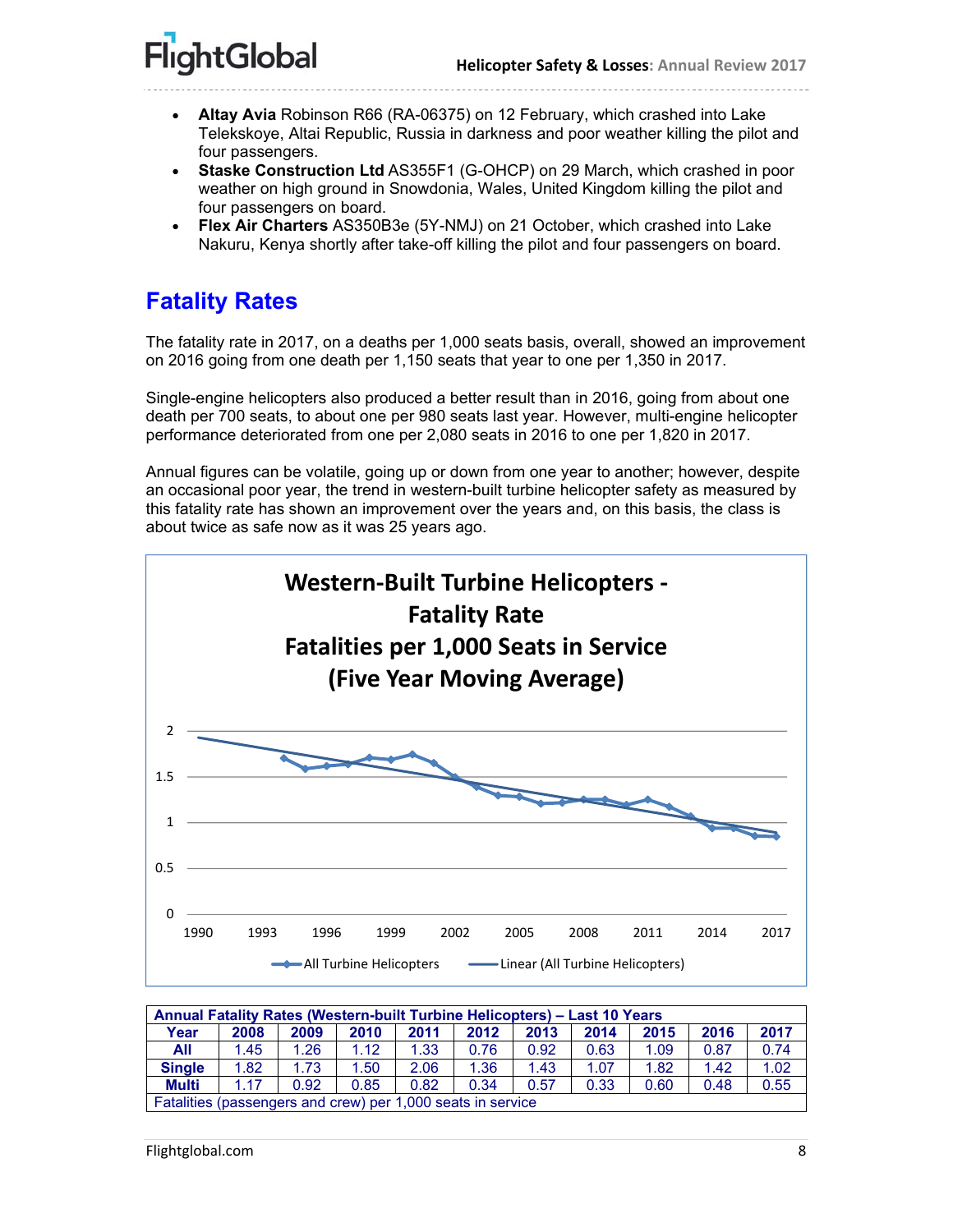- **Altay Avia** Robinson R66 (RA-06375) on 12 February, which crashed into Lake Telekskoye, Altai Republic, Russia in darkness and poor weather killing the pilot and four passengers.
- **Staske Construction Ltd** AS355F1 (G-OHCP) on 29 March, which crashed in poor weather on high ground in Snowdonia, Wales, United Kingdom killing the pilot and four passengers on board.
- **Flex Air Charters** AS350B3e (5Y-NMJ) on 21 October, which crashed into Lake Nakuru, Kenya shortly after take-off killing the pilot and four passengers on board.

## Fatality Rates

The fatality rate in 2017, on a deaths per 1,000 seats basis, overall, showed an improvement on 2016 going from one death per 1,150 seats that year to one per 1,350 in 2017.

Single-engine helicopters also produced a better result than in 2016, going from about one death per 700 seats, to about one per 980 seats last year. However, multi-engine helicopter performance deteriorated from one per 2,080 seats in 2016 to one per 1,820 in 2017.

Annual figures can be volatile, going up or down from one year to another; however, despite an occasional poor year, the trend in western-built turbine helicopter safety as measured by this fatality rate has shown an improvement over the years and, on this basis, the class is about twice as safe now as it was 25 years ago.

**Western-Built Turbine Helicopters - Fatality Rate Fatalities per 1,000 Seats in Service (Five Year Moving Average)**

| Annual Fatality Rates (Western-built Turbine Helicopters) – Last 10 Years | | | | | | | | | | |
|---|---|---|---|---|---|---|---|---|---|---|
| **Year** | **2008** | **2009** | **2010** | **2011** | **2012** | **2013** | **2014** | **2015** | **2016** | **2017** |
| **All** | 1.45 | 1.26 | 1.12 | 1.33 | 0.76 | 0.92 | 0.63 | 1.09 | 0.87 | 0.74 |
| **Single** | 1.82 | 1.73 | 1.50 | 2.06 | 1.36 | 1.43 | 1.07 | 1.82 | 1.42 | 1.02 |
| **Multi** | 1.17 | 0.92 | 0.85 | 0.82 | 0.34 | 0.57 | 0.33 | 0.60 | 0.48 | 0.55 |
| Fatalities (passengers and crew) per 1,000 seats in service | | | | | | | | | | |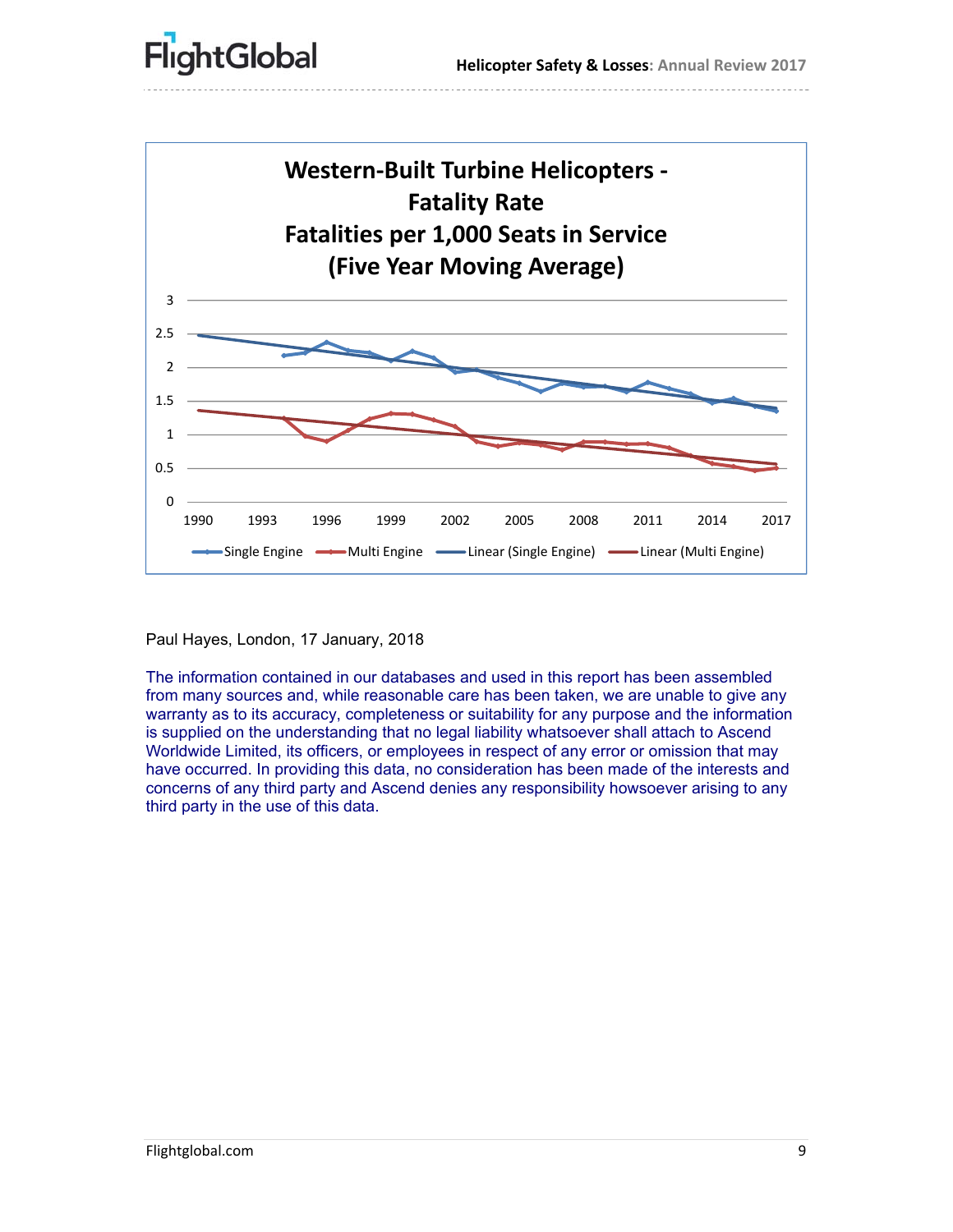**Western-Built Turbine Helicopters - Fatality Rate**
**Fatalities per 1,000 Seats in Service**
**(Five Year Moving Average)**

Paul Hayes, London, 17 January, 2018

The information contained in our databases and used in this report has been assembled from many sources and, while reasonable care has been taken, we are unable to give any warranty as to its accuracy, completeness or suitability for any purpose and the information is supplied on the understanding that no legal liability whatsoever shall attach to Ascend Worldwide Limited, its officers, or employees in respect of any error or omission that may have occurred. In providing this data, no consideration has been made of the interests and concerns of any third party and Ascend denies any responsibility howsoever arising to any third party in the use of this data.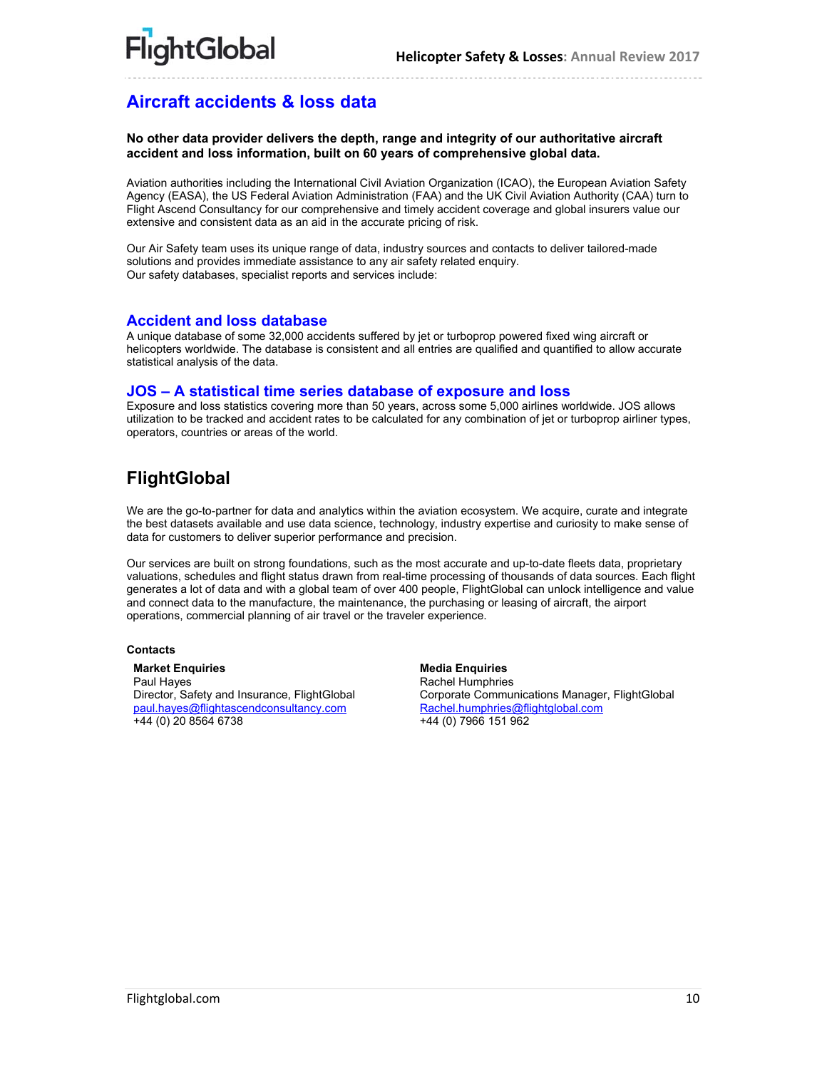## Aircraft accidents & loss data

**No other data provider delivers the depth, range and integrity of our authoritative aircraft accident and loss information, built on 60 years of comprehensive global data.**

Aviation authorities including the International Civil Aviation Organization (ICAO), the European Aviation Safety Agency (EASA), the US Federal Aviation Administration (FAA) and the UK Civil Aviation Authority (CAA) turn to Flight Ascend Consultancy for our comprehensive and timely accident coverage and global insurers value our extensive and consistent data as an aid in the accurate pricing of risk.

Our Air Safety team uses its unique range of data, industry sources and contacts to deliver tailored-made solutions and provides immediate assistance to any air safety related enquiry.
Our safety databases, specialist reports and services include:

### Accident and loss database

A unique database of some 32,000 accidents suffered by jet or turboprop powered fixed wing aircraft or helicopters worldwide. The database is consistent and all entries are qualified and quantified to allow accurate statistical analysis of the data.

### JOS – A statistical time series database of exposure and loss

Exposure and loss statistics covering more than 50 years, across some 5,000 airlines worldwide. JOS allows utilization to be tracked and accident rates to be calculated for any combination of jet or turboprop airliner types, operators, countries or areas of the world.

## FlightGlobal

We are the go-to-partner for data and analytics within the aviation ecosystem. We acquire, curate and integrate the best datasets available and use data science, technology, industry expertise and curiosity to make sense of data for customers to deliver superior performance and precision.

Our services are built on strong foundations, such as the most accurate and up-to-date fleets data, proprietary valuations, schedules and flight status drawn from real-time processing of thousands of data sources. Each flight generates a lot of data and with a global team of over 400 people, FlightGlobal can unlock intelligence and value and connect data to the manufacture, the maintenance, the purchasing or leasing of aircraft, the airport operations, commercial planning of air travel or the traveler experience.

**Contacts**

**Market Enquiries**
Paul Hayes
Director, Safety and Insurance, FlightGlobal
paul.hayes@flightascendconsultancy.com
+44 (0) 20 8564 6738

**Media Enquiries**
Rachel Humphries
Corporate Communications Manager, FlightGlobal
Rachel.humphries@flightglobal.com
+44 (0) 7966 151 962